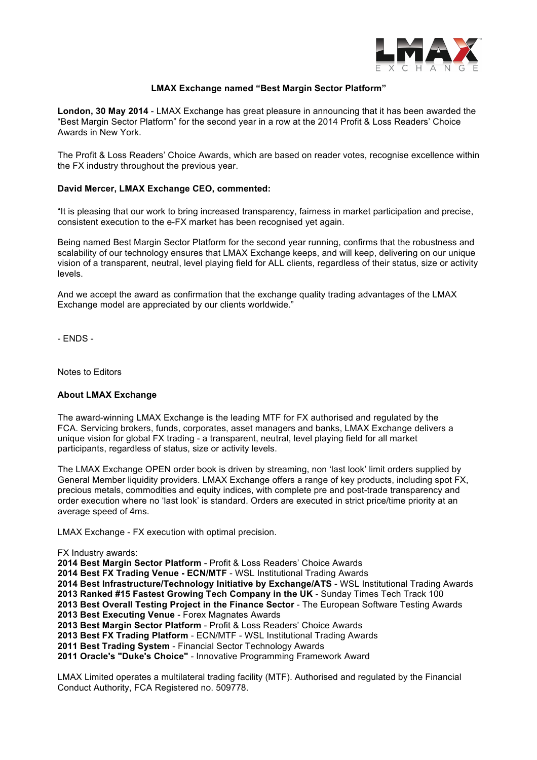# LMAX Exchange named "Best Margin Sector Platform"

**London, 30 May 2014** - LMAX Exchange has great pleasure in announcing that it has been awarded the "Best Margin Sector Platform" for the second year in a row at the 2014 Profit & Loss Readers' Choice Awards in New York.

The Profit & Loss Readers' Choice Awards, which are based on reader votes, recognise excellence within the FX industry throughout the previous year.

**David Mercer, LMAX Exchange CEO, commented:**

"It is pleasing that our work to bring increased transparency, fairness in market participation and precise, consistent execution to the e-FX market has been recognised yet again.

Being named Best Margin Sector Platform for the second year running, confirms that the robustness and scalability of our technology ensures that LMAX Exchange keeps, and will keep, delivering on our unique vision of a transparent, neutral, level playing field for ALL clients, regardless of their status, size or activity levels.

And we accept the award as confirmation that the exchange quality trading advantages of the LMAX Exchange model are appreciated by our clients worldwide."

- ENDS -

Notes to Editors

**About LMAX Exchange**

The award-winning LMAX Exchange is the leading MTF for FX authorised and regulated by the FCA. Servicing brokers, funds, corporates, asset managers and banks, LMAX Exchange delivers a unique vision for global FX trading - a transparent, neutral, level playing field for all market participants, regardless of status, size or activity levels.

The LMAX Exchange OPEN order book is driven by streaming, non 'last look' limit orders supplied by General Member liquidity providers. LMAX Exchange offers a range of key products, including spot FX, precious metals, commodities and equity indices, with complete pre and post-trade transparency and order execution where no 'last look' is standard. Orders are executed in strict price/time priority at an average speed of 4ms.

LMAX Exchange - FX execution with optimal precision.

FX Industry awards:
**2014 Best Margin Sector Platform** - Profit & Loss Readers' Choice Awards
**2014 Best FX Trading Venue - ECN/MTF** - WSL Institutional Trading Awards
**2014 Best Infrastructure/Technology Initiative by Exchange/ATS** - WSL Institutional Trading Awards
**2013 Ranked #15 Fastest Growing Tech Company in the UK** - Sunday Times Tech Track 100
**2013 Best Overall Testing Project in the Finance Sector** - The European Software Testing Awards
**2013 Best Executing Venue** - Forex Magnates Awards
**2013 Best Margin Sector Platform** - Profit & Loss Readers' Choice Awards
**2013 Best FX Trading Platform** - ECN/MTF - WSL Institutional Trading Awards
**2011 Best Trading System** - Financial Sector Technology Awards
**2011 Oracle's "Duke's Choice"** - Innovative Programming Framework Award

LMAX Limited operates a multilateral trading facility (MTF). Authorised and regulated by the Financial Conduct Authority, FCA Registered no. 509778.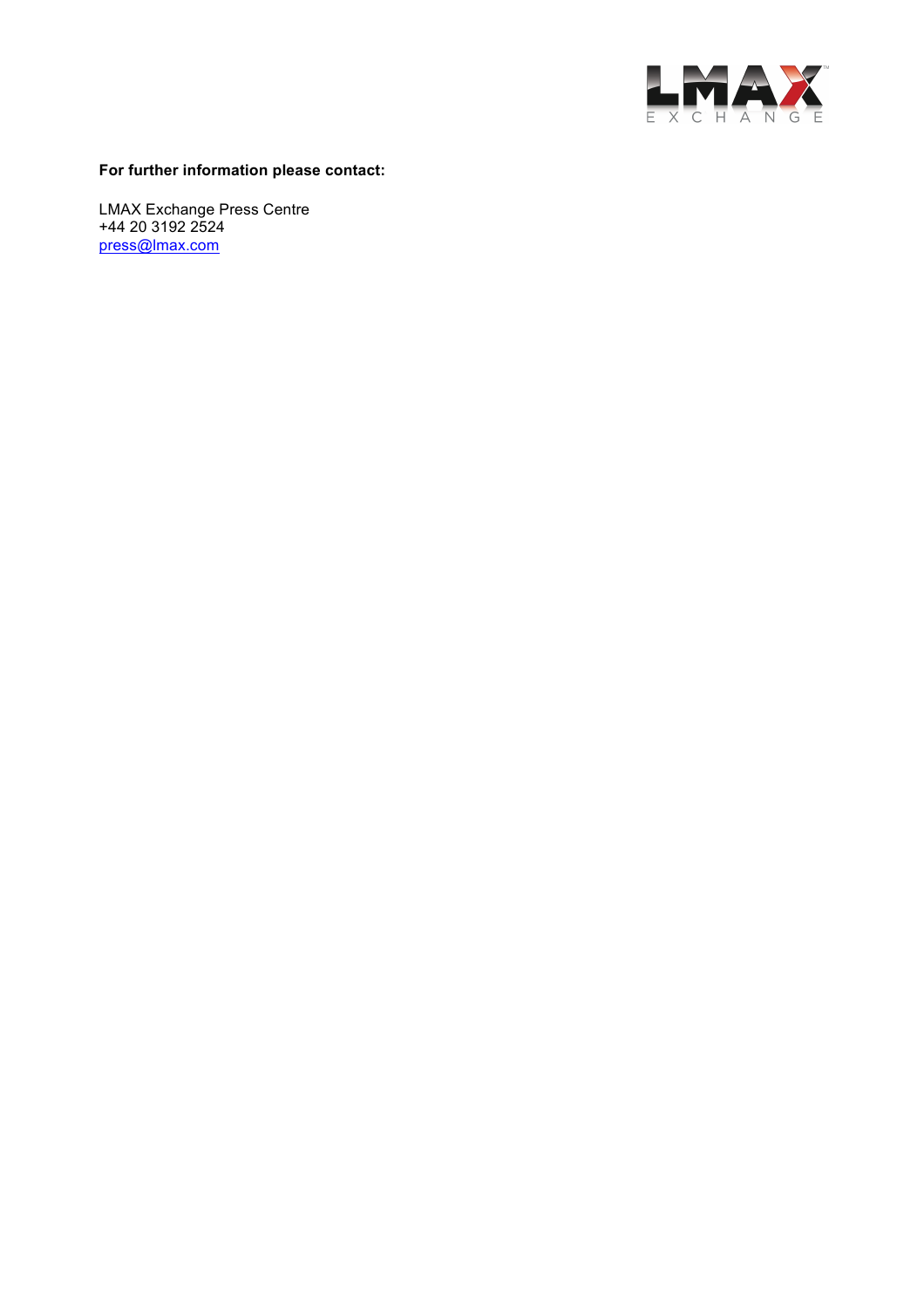**For further information please contact:**

LMAX Exchange Press Centre  
+44 20 3192 2524  
press@lmax.com